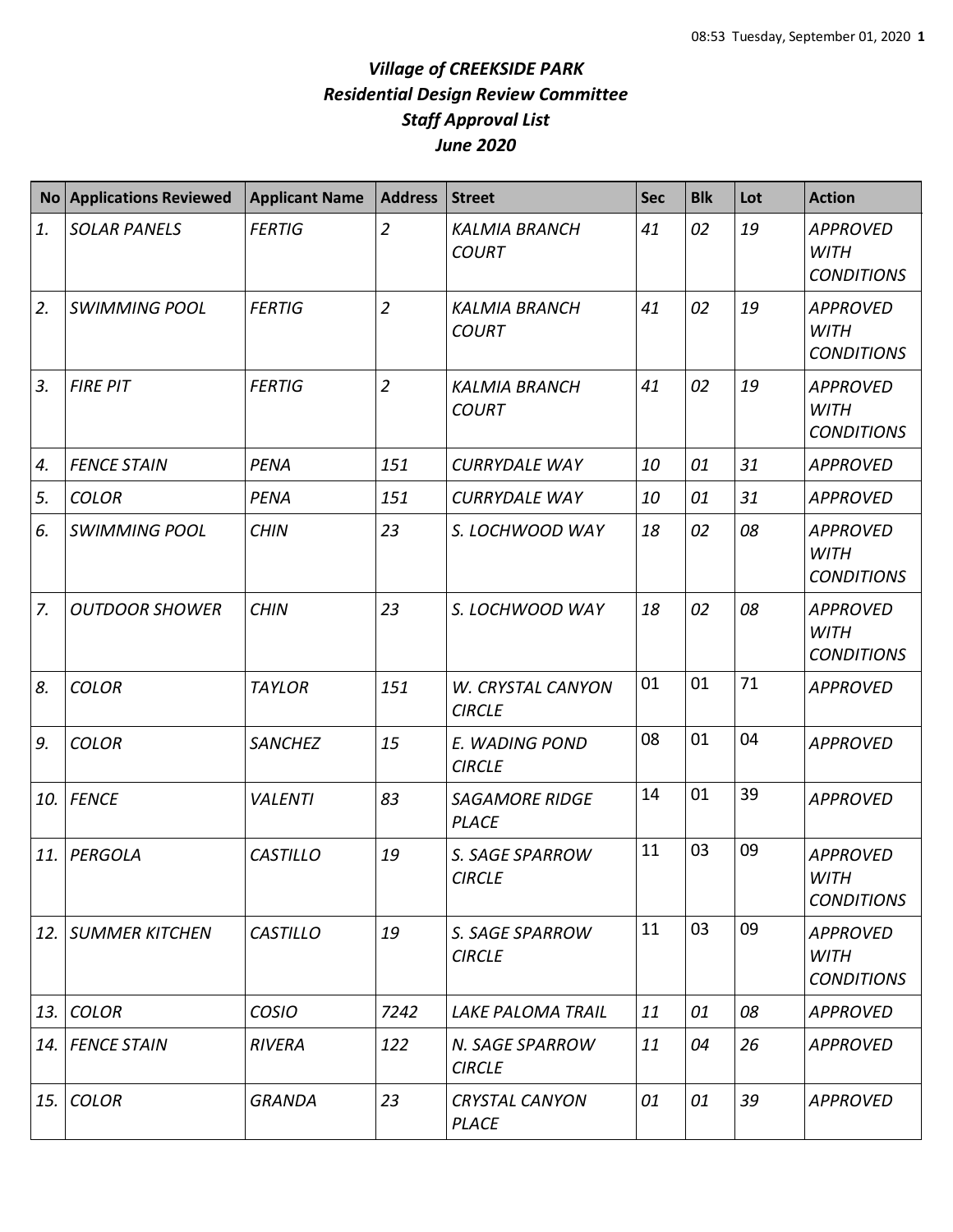# *Village of CREEKSIDE PARK*
## *Residential Design Review Committee*
## *Staff Approval List*
## *June 2020*

| No | Applications Reviewed | Applicant Name | Address | Street | Sec | Blk | Lot | Action |
|---|---|---|---|---|---|---|---|---|
| 1. | SOLAR PANELS | FERTIG | 2 | KALMIA BRANCH COURT | 41 | 02 | 19 | APPROVED WITH CONDITIONS |
| 2. | SWIMMING POOL | FERTIG | 2 | KALMIA BRANCH COURT | 41 | 02 | 19 | APPROVED WITH CONDITIONS |
| 3. | FIRE PIT | FERTIG | 2 | KALMIA BRANCH COURT | 41 | 02 | 19 | APPROVED WITH CONDITIONS |
| 4. | FENCE STAIN | PENA | 151 | CURRYDALE WAY | 10 | 01 | 31 | APPROVED |
| 5. | COLOR | PENA | 151 | CURRYDALE WAY | 10 | 01 | 31 | APPROVED |
| 6. | SWIMMING POOL | CHIN | 23 | S. LOCHWOOD WAY | 18 | 02 | 08 | APPROVED WITH CONDITIONS |
| 7. | OUTDOOR SHOWER | CHIN | 23 | S. LOCHWOOD WAY | 18 | 02 | 08 | APPROVED WITH CONDITIONS |
| 8. | COLOR | TAYLOR | 151 | W. CRYSTAL CANYON CIRCLE | 01 | 01 | 71 | APPROVED |
| 9. | COLOR | SANCHEZ | 15 | E. WADING POND CIRCLE | 08 | 01 | 04 | APPROVED |
| 10. | FENCE | VALENTI | 83 | SAGAMORE RIDGE PLACE | 14 | 01 | 39 | APPROVED |
| 11. | PERGOLA | CASTILLO | 19 | S. SAGE SPARROW CIRCLE | 11 | 03 | 09 | APPROVED WITH CONDITIONS |
| 12. | SUMMER KITCHEN | CASTILLO | 19 | S. SAGE SPARROW CIRCLE | 11 | 03 | 09 | APPROVED WITH CONDITIONS |
| 13. | COLOR | COSIO | 7242 | LAKE PALOMA TRAIL | 11 | 01 | 08 | APPROVED |
| 14. | FENCE STAIN | RIVERA | 122 | N. SAGE SPARROW CIRCLE | 11 | 04 | 26 | APPROVED |
| 15. | COLOR | GRANDA | 23 | CRYSTAL CANYON PLACE | 01 | 01 | 39 | APPROVED |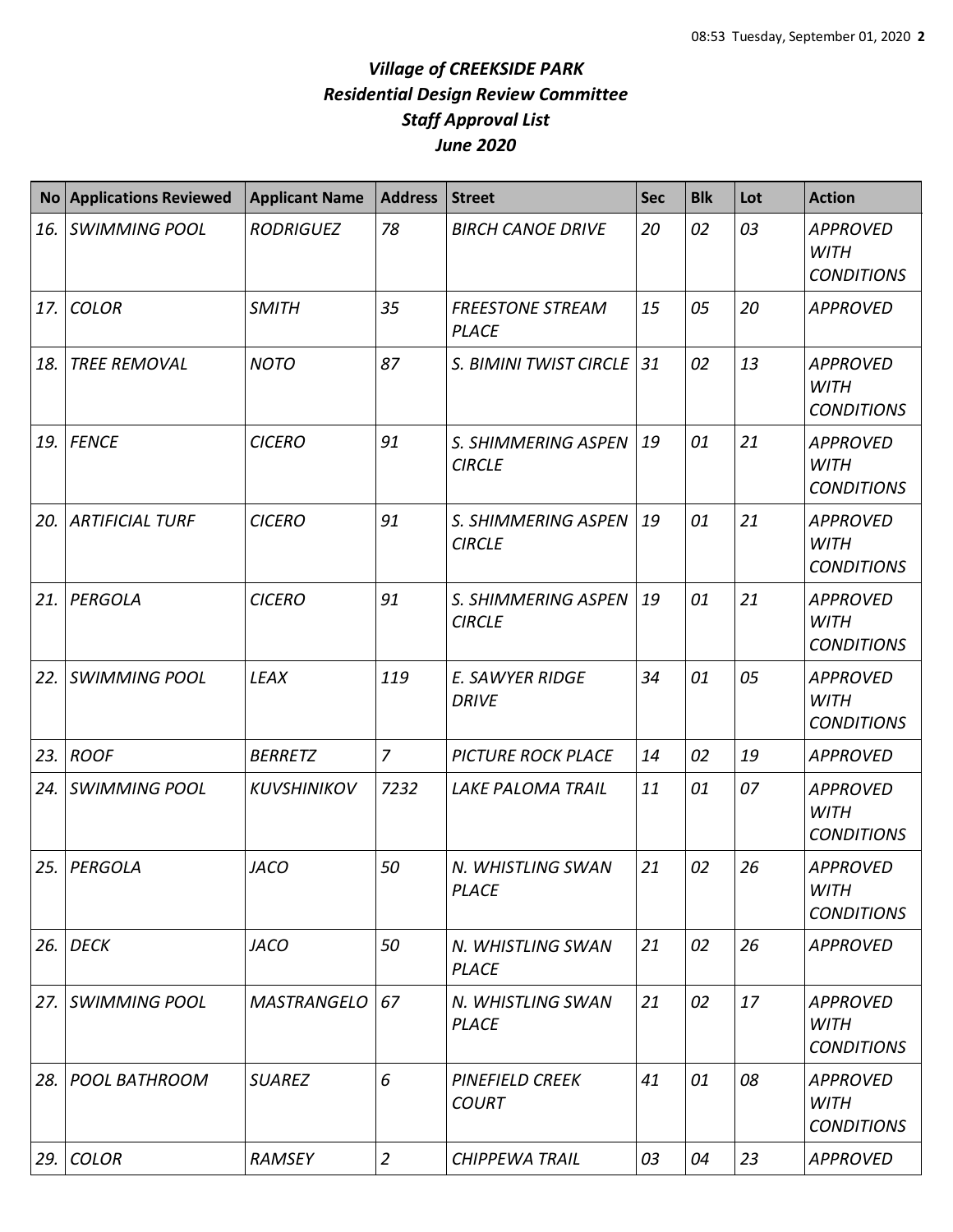*Village of CREEKSIDE PARK*
*Residential Design Review Committee*
*Staff Approval List*
*June 2020*

| No | Applications Reviewed | Applicant Name | Address | Street | Sec | Blk | Lot | Action |
|---|---|---|---|---|---|---|---|---|
| *16.* | *SWIMMING POOL* | *RODRIGUEZ* | *78* | *BIRCH CANOE DRIVE* | *20* | *02* | *03* | *APPROVED WITH CONDITIONS* |
| *17.* | *COLOR* | *SMITH* | *35* | *FREESTONE STREAM PLACE* | *15* | *05* | *20* | *APPROVED* |
| *18.* | *TREE REMOVAL* | *NOTO* | *87* | *S. BIMINI TWIST CIRCLE* | *31* | *02* | *13* | *APPROVED WITH CONDITIONS* |
| *19.* | *FENCE* | *CICERO* | *91* | *S. SHIMMERING ASPEN CIRCLE* | *19* | *01* | *21* | *APPROVED WITH CONDITIONS* |
| *20.* | *ARTIFICIAL TURF* | *CICERO* | *91* | *S. SHIMMERING ASPEN CIRCLE* | *19* | *01* | *21* | *APPROVED WITH CONDITIONS* |
| *21.* | *PERGOLA* | *CICERO* | *91* | *S. SHIMMERING ASPEN CIRCLE* | *19* | *01* | *21* | *APPROVED WITH CONDITIONS* |
| *22.* | *SWIMMING POOL* | *LEAX* | *119* | *E. SAWYER RIDGE DRIVE* | *34* | *01* | *05* | *APPROVED WITH CONDITIONS* |
| *23.* | *ROOF* | *BERRETZ* | *7* | *PICTURE ROCK PLACE* | *14* | *02* | *19* | *APPROVED* |
| *24.* | *SWIMMING POOL* | *KUVSHINIKOV* | *7232* | *LAKE PALOMA TRAIL* | *11* | *01* | *07* | *APPROVED WITH CONDITIONS* |
| *25.* | *PERGOLA* | *JACO* | *50* | *N. WHISTLING SWAN PLACE* | *21* | *02* | *26* | *APPROVED WITH CONDITIONS* |
| *26.* | *DECK* | *JACO* | *50* | *N. WHISTLING SWAN PLACE* | *21* | *02* | *26* | *APPROVED* |
| *27.* | *SWIMMING POOL* | *MASTRANGELO* | *67* | *N. WHISTLING SWAN PLACE* | *21* | *02* | *17* | *APPROVED WITH CONDITIONS* |
| *28.* | *POOL BATHROOM* | *SUAREZ* | *6* | *PINEFIELD CREEK COURT* | *41* | *01* | *08* | *APPROVED WITH CONDITIONS* |
| *29.* | *COLOR* | *RAMSEY* | *2* | *CHIPPEWA TRAIL* | *03* | *04* | *23* | *APPROVED* |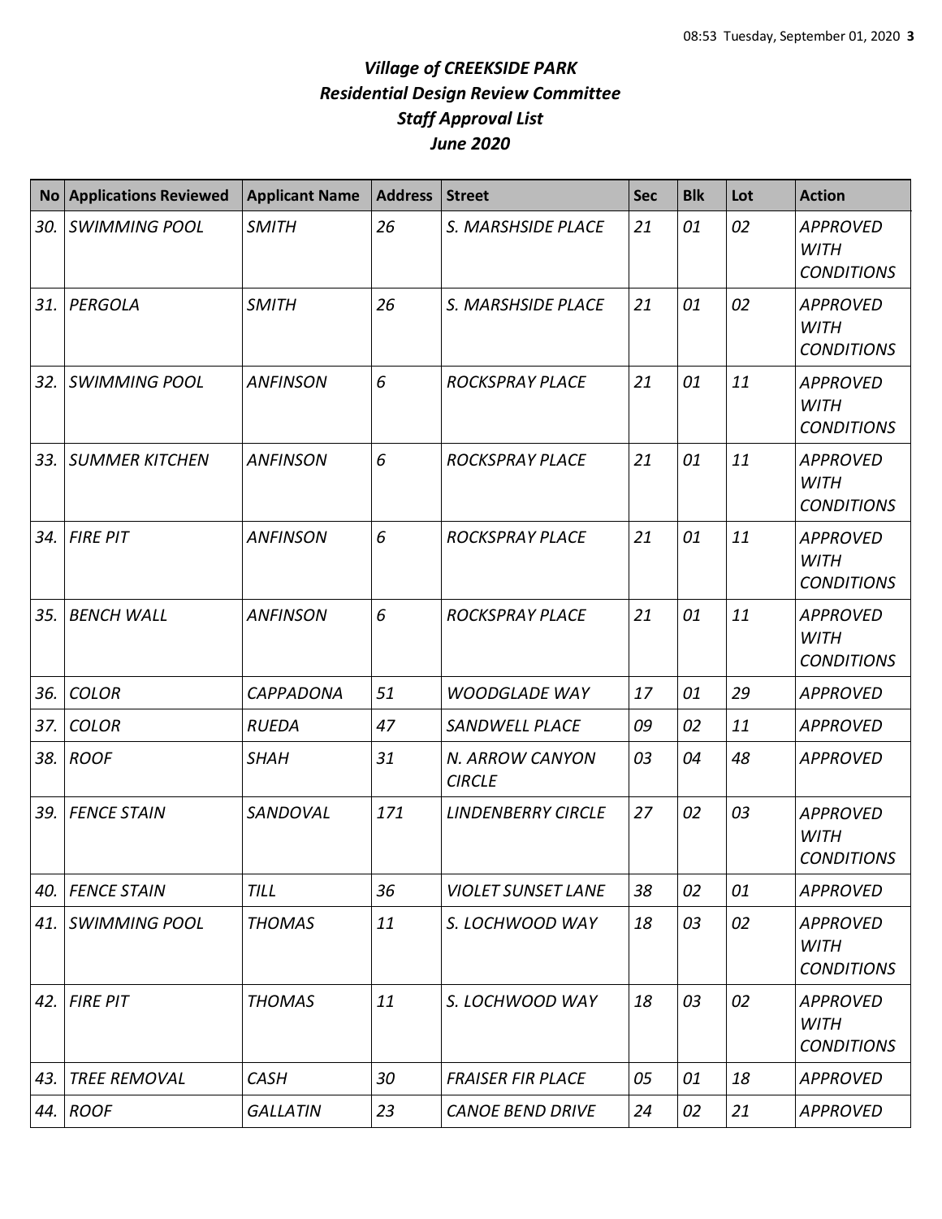# *Village of CREEKSIDE PARK*
## *Residential Design Review Committee*
## *Staff Approval List*
## *June 2020*

| No | Applications Reviewed | Applicant Name | Address | Street | Sec | Blk | Lot | Action |
|---|---|---|---|---|---|---|---|---|
| *30.* | *SWIMMING POOL* | *SMITH* | *26* | *S. MARSHSIDE PLACE* | *21* | *01* | *02* | *APPROVED WITH CONDITIONS* |
| *31.* | *PERGOLA* | *SMITH* | *26* | *S. MARSHSIDE PLACE* | *21* | *01* | *02* | *APPROVED WITH CONDITIONS* |
| *32.* | *SWIMMING POOL* | *ANFINSON* | *6* | *ROCKSPRAY PLACE* | *21* | *01* | *11* | *APPROVED WITH CONDITIONS* |
| *33.* | *SUMMER KITCHEN* | *ANFINSON* | *6* | *ROCKSPRAY PLACE* | *21* | *01* | *11* | *APPROVED WITH CONDITIONS* |
| *34.* | *FIRE PIT* | *ANFINSON* | *6* | *ROCKSPRAY PLACE* | *21* | *01* | *11* | *APPROVED WITH CONDITIONS* |
| *35.* | *BENCH WALL* | *ANFINSON* | *6* | *ROCKSPRAY PLACE* | *21* | *01* | *11* | *APPROVED WITH CONDITIONS* |
| *36.* | *COLOR* | *CAPPADONA* | *51* | *WOODGLADE WAY* | *17* | *01* | *29* | *APPROVED* |
| *37.* | *COLOR* | *RUEDA* | *47* | *SANDWELL PLACE* | *09* | *02* | *11* | *APPROVED* |
| *38.* | *ROOF* | *SHAH* | *31* | *N. ARROW CANYON CIRCLE* | *03* | *04* | *48* | *APPROVED* |
| *39.* | *FENCE STAIN* | *SANDOVAL* | *171* | *LINDENBERRY CIRCLE* | *27* | *02* | *03* | *APPROVED WITH CONDITIONS* |
| *40.* | *FENCE STAIN* | *TILL* | *36* | *VIOLET SUNSET LANE* | *38* | *02* | *01* | *APPROVED* |
| *41.* | *SWIMMING POOL* | *THOMAS* | *11* | *S. LOCHWOOD WAY* | *18* | *03* | *02* | *APPROVED WITH CONDITIONS* |
| *42.* | *FIRE PIT* | *THOMAS* | *11* | *S. LOCHWOOD WAY* | *18* | *03* | *02* | *APPROVED WITH CONDITIONS* |
| *43.* | *TREE REMOVAL* | *CASH* | *30* | *FRAISER FIR PLACE* | *05* | *01* | *18* | *APPROVED* |
| *44.* | *ROOF* | *GALLATIN* | *23* | *CANOE BEND DRIVE* | *24* | *02* | *21* | *APPROVED* |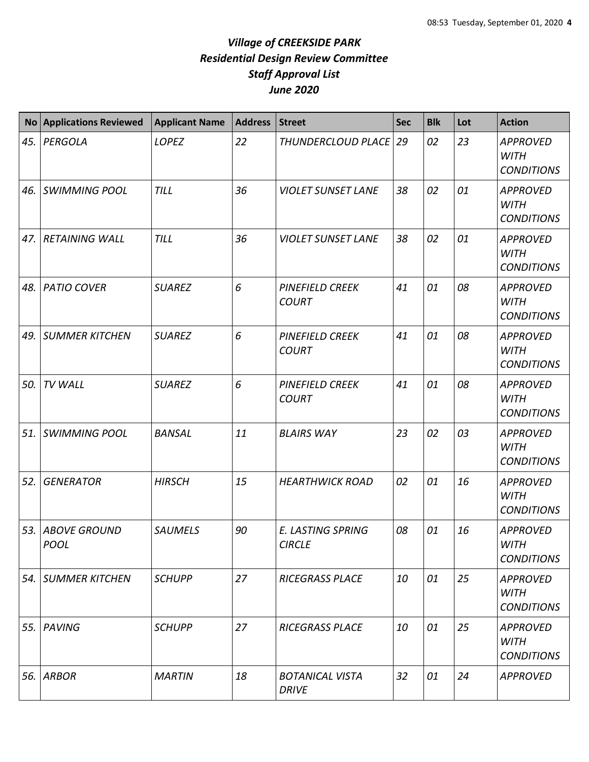# *Village of CREEKSIDE PARK*
## *Residential Design Review Committee*
## *Staff Approval List*
## *June 2020*

| No | Applications Reviewed | Applicant Name | Address | Street | Sec | Blk | Lot | Action |
|---|---|---|---|---|---|---|---|---|
| *45.* | *PERGOLA* | *LOPEZ* | *22* | *THUNDERCLOUD PLACE* | *29* | *02* | *23* | *APPROVED WITH CONDITIONS* |
| *46.* | *SWIMMING POOL* | *TILL* | *36* | *VIOLET SUNSET LANE* | *38* | *02* | *01* | *APPROVED WITH CONDITIONS* |
| *47.* | *RETAINING WALL* | *TILL* | *36* | *VIOLET SUNSET LANE* | *38* | *02* | *01* | *APPROVED WITH CONDITIONS* |
| *48.* | *PATIO COVER* | *SUAREZ* | *6* | *PINEFIELD CREEK COURT* | *41* | *01* | *08* | *APPROVED WITH CONDITIONS* |
| *49.* | *SUMMER KITCHEN* | *SUAREZ* | *6* | *PINEFIELD CREEK COURT* | *41* | *01* | *08* | *APPROVED WITH CONDITIONS* |
| *50.* | *TV WALL* | *SUAREZ* | *6* | *PINEFIELD CREEK COURT* | *41* | *01* | *08* | *APPROVED WITH CONDITIONS* |
| *51.* | *SWIMMING POOL* | *BANSAL* | *11* | *BLAIRS WAY* | *23* | *02* | *03* | *APPROVED WITH CONDITIONS* |
| *52.* | *GENERATOR* | *HIRSCH* | *15* | *HEARTHWICK ROAD* | *02* | *01* | *16* | *APPROVED WITH CONDITIONS* |
| *53.* | *ABOVE GROUND POOL* | *SAUMELS* | *90* | *E. LASTING SPRING CIRCLE* | *08* | *01* | *16* | *APPROVED WITH CONDITIONS* |
| *54.* | *SUMMER KITCHEN* | *SCHUPP* | *27* | *RICEGRASS PLACE* | *10* | *01* | *25* | *APPROVED WITH CONDITIONS* |
| *55.* | *PAVING* | *SCHUPP* | *27* | *RICEGRASS PLACE* | *10* | *01* | *25* | *APPROVED WITH CONDITIONS* |
| *56.* | *ARBOR* | *MARTIN* | *18* | *BOTANICAL VISTA DRIVE* | *32* | *01* | *24* | *APPROVED* |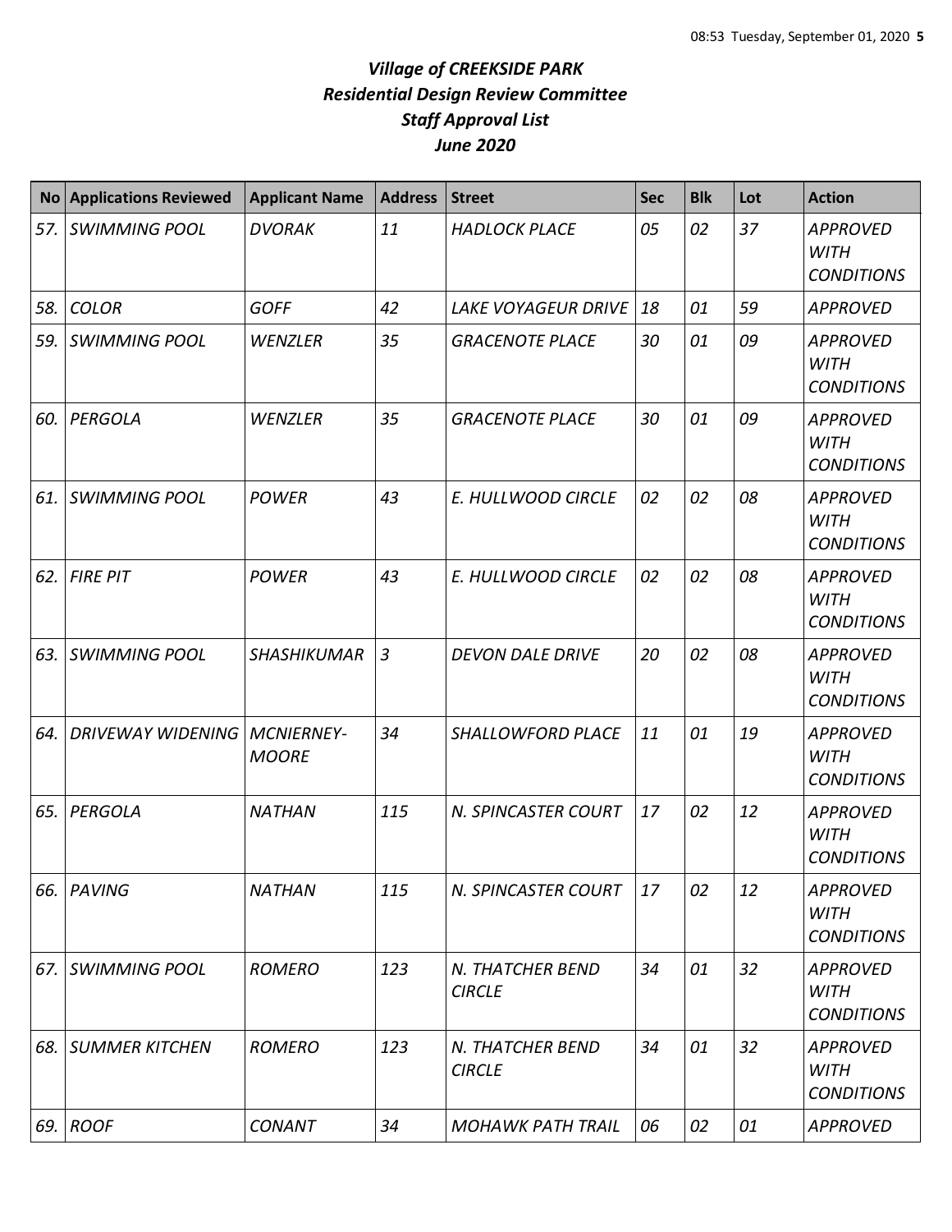# *Village of CREEKSIDE PARK*
## *Residential Design Review Committee*
## *Staff Approval List*
## *June 2020*

| No | Applications Reviewed | Applicant Name | Address | Street | Sec | Blk | Lot | Action |
|---|---|---|---|---|---|---|---|---|
| *57.* | *SWIMMING POOL* | *DVORAK* | *11* | *HADLOCK PLACE* | *05* | *02* | *37* | *APPROVED WITH CONDITIONS* |
| *58.* | *COLOR* | *GOFF* | *42* | *LAKE VOYAGEUR DRIVE* | *18* | *01* | *59* | *APPROVED* |
| *59.* | *SWIMMING POOL* | *WENZLER* | *35* | *GRACENOTE PLACE* | *30* | *01* | *09* | *APPROVED WITH CONDITIONS* |
| *60.* | *PERGOLA* | *WENZLER* | *35* | *GRACENOTE PLACE* | *30* | *01* | *09* | *APPROVED WITH CONDITIONS* |
| *61.* | *SWIMMING POOL* | *POWER* | *43* | *E. HULLWOOD CIRCLE* | *02* | *02* | *08* | *APPROVED WITH CONDITIONS* |
| *62.* | *FIRE PIT* | *POWER* | *43* | *E. HULLWOOD CIRCLE* | *02* | *02* | *08* | *APPROVED WITH CONDITIONS* |
| *63.* | *SWIMMING POOL* | *SHASHIKUMAR* | *3* | *DEVON DALE DRIVE* | *20* | *02* | *08* | *APPROVED WITH CONDITIONS* |
| *64.* | *DRIVEWAY WIDENING* | *MCNIERNEY-MOORE* | *34* | *SHALLOWFORD PLACE* | *11* | *01* | *19* | *APPROVED WITH CONDITIONS* |
| *65.* | *PERGOLA* | *NATHAN* | *115* | *N. SPINCASTER COURT* | *17* | *02* | *12* | *APPROVED WITH CONDITIONS* |
| *66.* | *PAVING* | *NATHAN* | *115* | *N. SPINCASTER COURT* | *17* | *02* | *12* | *APPROVED WITH CONDITIONS* |
| *67.* | *SWIMMING POOL* | *ROMERO* | *123* | *N. THATCHER BEND CIRCLE* | *34* | *01* | *32* | *APPROVED WITH CONDITIONS* |
| *68.* | *SUMMER KITCHEN* | *ROMERO* | *123* | *N. THATCHER BEND CIRCLE* | *34* | *01* | *32* | *APPROVED WITH CONDITIONS* |
| *69.* | *ROOF* | *CONANT* | *34* | *MOHAWK PATH TRAIL* | *06* | *02* | *01* | *APPROVED* |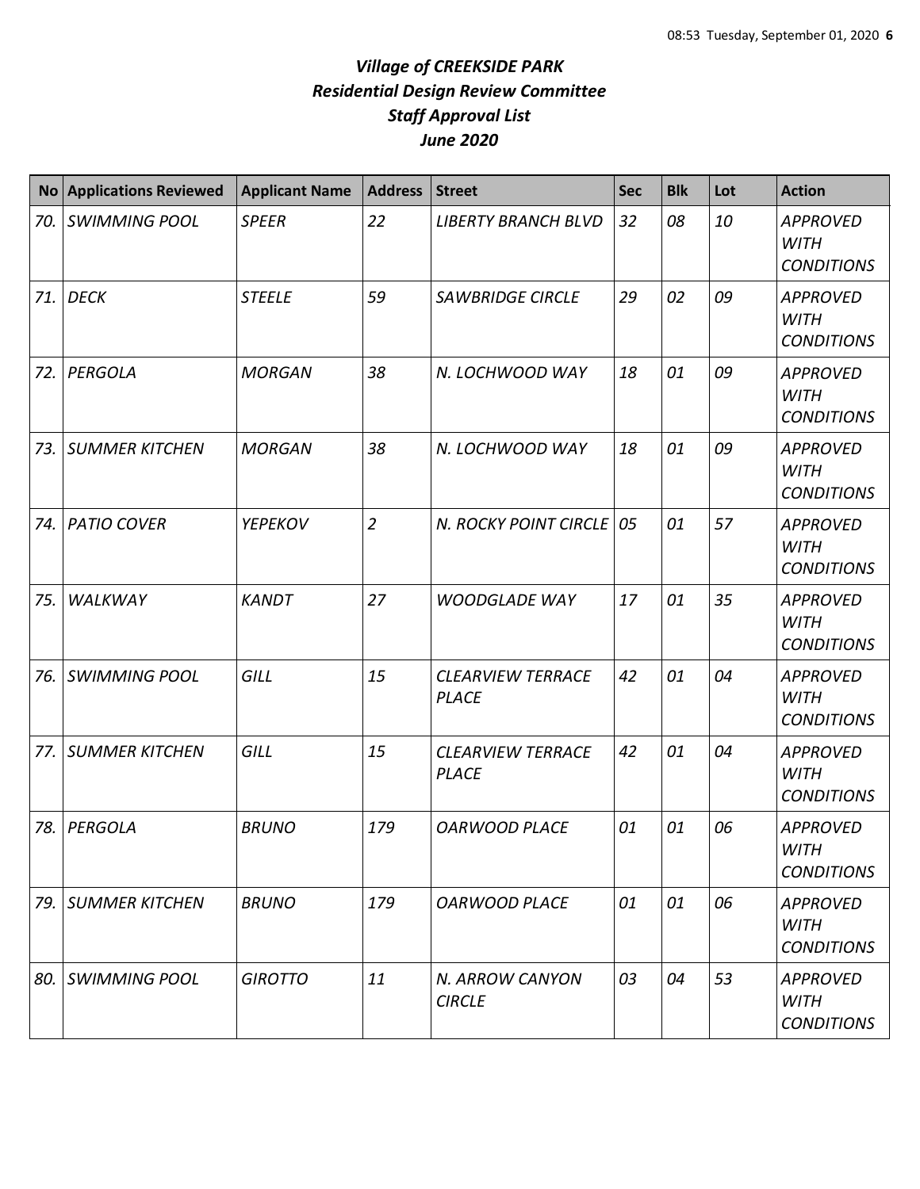# *Village of CREEKSIDE PARK*
## *Residential Design Review Committee*
## *Staff Approval List*
## *June 2020*

| No | Applications Reviewed | Applicant Name | Address | Street | Sec | Blk | Lot | Action |
|---|---|---|---|---|---|---|---|---|
| *70.* | *SWIMMING POOL* | *SPEER* | *22* | *LIBERTY BRANCH BLVD* | *32* | *08* | *10* | *APPROVED WITH CONDITIONS* |
| *71.* | *DECK* | *STEELE* | *59* | *SAWBRIDGE CIRCLE* | *29* | *02* | *09* | *APPROVED WITH CONDITIONS* |
| *72.* | *PERGOLA* | *MORGAN* | *38* | *N. LOCHWOOD WAY* | *18* | *01* | *09* | *APPROVED WITH CONDITIONS* |
| *73.* | *SUMMER KITCHEN* | *MORGAN* | *38* | *N. LOCHWOOD WAY* | *18* | *01* | *09* | *APPROVED WITH CONDITIONS* |
| *74.* | *PATIO COVER* | *YEPEKOV* | *2* | *N. ROCKY POINT CIRCLE* | *05* | *01* | *57* | *APPROVED WITH CONDITIONS* |
| *75.* | *WALKWAY* | *KANDT* | *27* | *WOODGLADE WAY* | *17* | *01* | *35* | *APPROVED WITH CONDITIONS* |
| *76.* | *SWIMMING POOL* | *GILL* | *15* | *CLEARVIEW TERRACE PLACE* | *42* | *01* | *04* | *APPROVED WITH CONDITIONS* |
| *77.* | *SUMMER KITCHEN* | *GILL* | *15* | *CLEARVIEW TERRACE PLACE* | *42* | *01* | *04* | *APPROVED WITH CONDITIONS* |
| *78.* | *PERGOLA* | *BRUNO* | *179* | *OARWOOD PLACE* | *01* | *01* | *06* | *APPROVED WITH CONDITIONS* |
| *79.* | *SUMMER KITCHEN* | *BRUNO* | *179* | *OARWOOD PLACE* | *01* | *01* | *06* | *APPROVED WITH CONDITIONS* |
| *80.* | *SWIMMING POOL* | *GIROTTO* | *11* | *N. ARROW CANYON CIRCLE* | *03* | *04* | *53* | *APPROVED WITH CONDITIONS* |